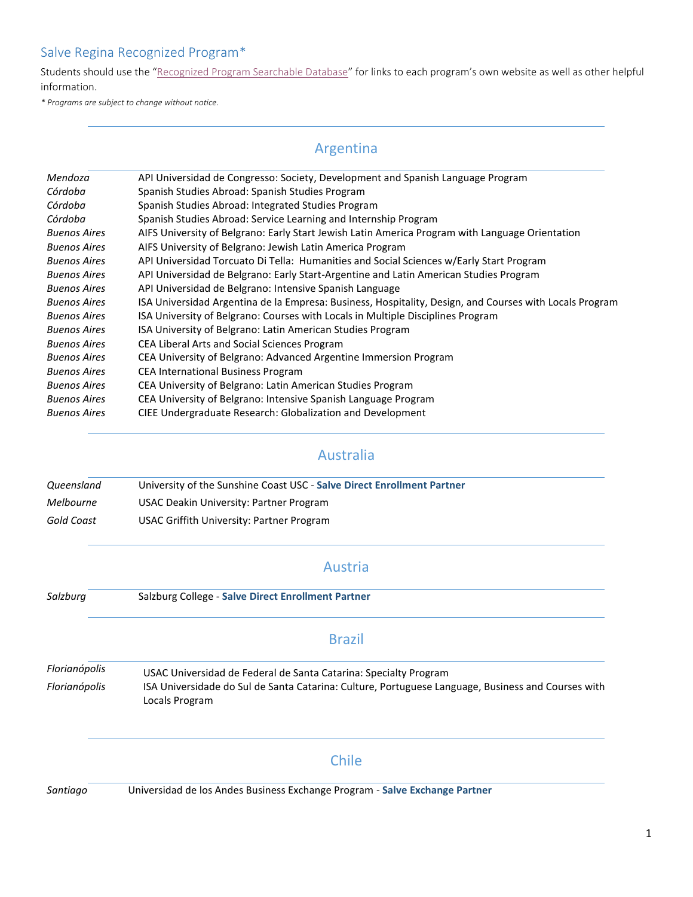## Salve Regina Recognized Program*

Students should use the "Recognized Program Searchable Database" for links to each program's own website as well as other helpful information.

*\* Programs are subject to change without notice.*

### Argentina

| | |
|---|---|
| *Mendoza* | API Universidad de Congresso: Society, Development and Spanish Language Program |
| *Córdoba* | Spanish Studies Abroad: Spanish Studies Program |
| *Córdoba* | Spanish Studies Abroad: Integrated Studies Program |
| *Córdoba* | Spanish Studies Abroad: Service Learning and Internship Program |
| *Buenos Aires* | AIFS University of Belgrano: Early Start Jewish Latin America Program with Language Orientation |
| *Buenos Aires* | AIFS University of Belgrano: Jewish Latin America Program |
| *Buenos Aires* | API Universidad Torcuato Di Tella: Humanities and Social Sciences w/Early Start Program |
| *Buenos Aires* | API Universidad de Belgrano: Early Start-Argentine and Latin American Studies Program |
| *Buenos Aires* | API Universidad de Belgrano: Intensive Spanish Language |
| *Buenos Aires* | ISA Universidad Argentina de la Empresa: Business, Hospitality, Design, and Courses with Locals Program |
| *Buenos Aires* | ISA University of Belgrano: Courses with Locals in Multiple Disciplines Program |
| *Buenos Aires* | ISA University of Belgrano: Latin American Studies Program |
| *Buenos Aires* | CEA Liberal Arts and Social Sciences Program |
| *Buenos Aires* | CEA University of Belgrano: Advanced Argentine Immersion Program |
| *Buenos Aires* | CEA International Business Program |
| *Buenos Aires* | CEA University of Belgrano: Latin American Studies Program |
| *Buenos Aires* | CEA University of Belgrano: Intensive Spanish Language Program |
| *Buenos Aires* | CIEE Undergraduate Research: Globalization and Development |

### Australia

| | |
|---|---|
| *Queensland* | University of the Sunshine Coast USC - **Salve Direct Enrollment Partner** |
| *Melbourne* | USAC Deakin University: Partner Program |
| *Gold Coast* | USAC Griffith University: Partner Program |

### Austria

| | |
|---|---|
| *Salzburg* | Salzburg College - **Salve Direct Enrollment Partner** |

### Brazil

| | |
|---|---|
| *Florianópolis* | USAC Universidad de Federal de Santa Catarina: Specialty Program |
| *Florianópolis* | ISA Universidade do Sul de Santa Catarina: Culture, Portuguese Language, Business and Courses with Locals Program |

### Chile

| | |
|---|---|
| *Santiago* | Universidad de los Andes Business Exchange Program - **Salve Exchange Partner** |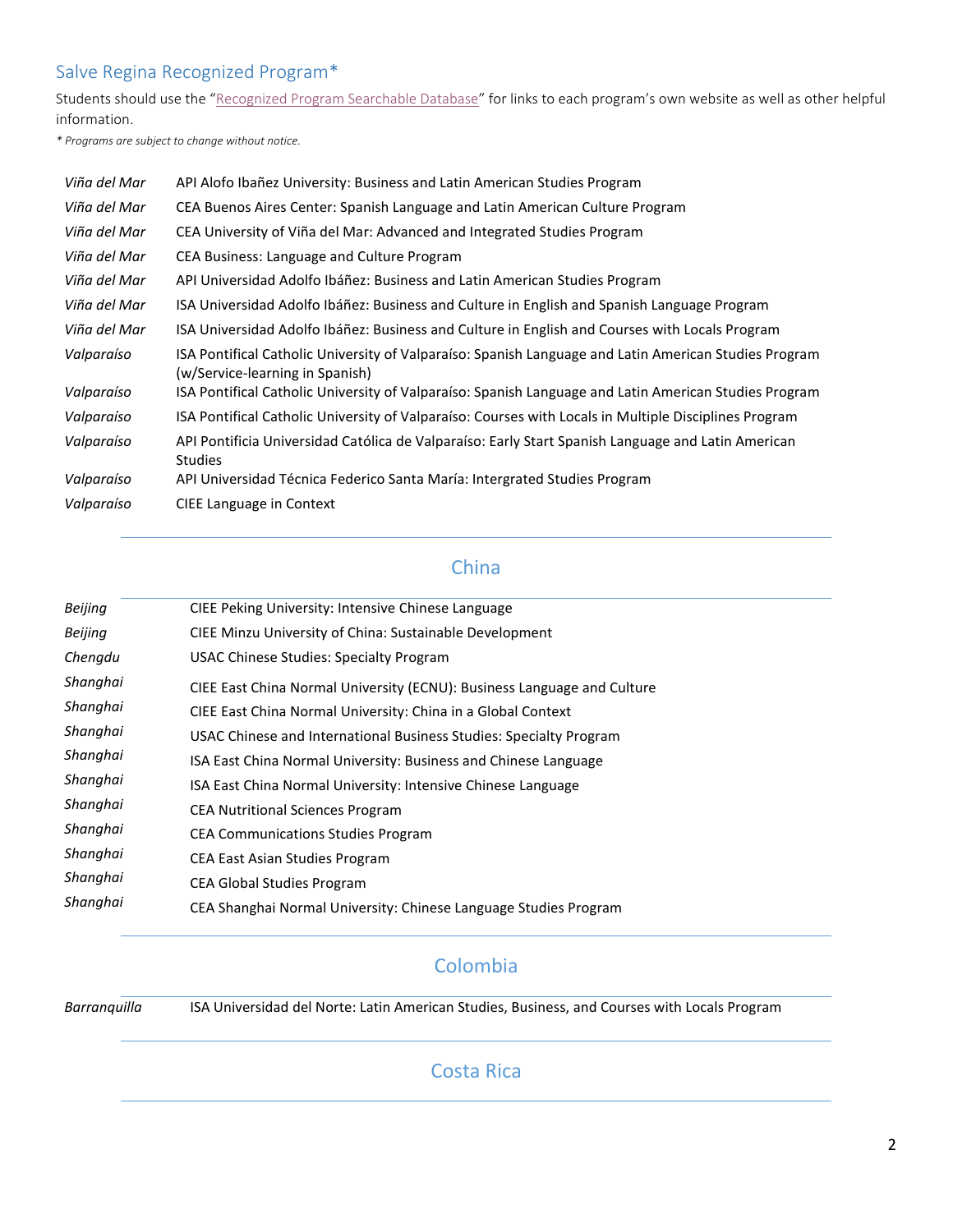## Salve Regina Recognized Program*

Students should use the "[Recognized Program Searchable Database]" for links to each program's own website as well as other helpful information.

*\* Programs are subject to change without notice.*

| | |
|---|---|
| *Viña del Mar* | API Alofo Ibañez University: Business and Latin American Studies Program |
| *Viña del Mar* | CEA Buenos Aires Center: Spanish Language and Latin American Culture Program |
| *Viña del Mar* | CEA University of Viña del Mar: Advanced and Integrated Studies Program |
| *Viña del Mar* | CEA Business: Language and Culture Program |
| *Viña del Mar* | API Universidad Adolfo Ibáñez: Business and Latin American Studies Program |
| *Viña del Mar* | ISA Universidad Adolfo Ibáñez: Business and Culture in English and Spanish Language Program |
| *Viña del Mar* | ISA Universidad Adolfo Ibáñez: Business and Culture in English and Courses with Locals Program |
| *Valparaíso* | ISA Pontifical Catholic University of Valparaíso: Spanish Language and Latin American Studies Program (w/Service-learning in Spanish) |
| *Valparaíso* | ISA Pontifical Catholic University of Valparaíso: Spanish Language and Latin American Studies Program |
| *Valparaíso* | ISA Pontifical Catholic University of Valparaíso: Courses with Locals in Multiple Disciplines Program |
| *Valparaíso* | API Pontificia Universidad Católica de Valparaíso: Early Start Spanish Language and Latin American Studies |
| *Valparaíso* | API Universidad Técnica Federico Santa María: Intergrated Studies Program |
| *Valparaíso* | CIEE Language in Context |

## China

| | |
|---|---|
| *Beijing* | CIEE Peking University: Intensive Chinese Language |
| *Beijing* | CIEE Minzu University of China: Sustainable Development |
| *Chengdu* | USAC Chinese Studies: Specialty Program |
| *Shanghai* | CIEE East China Normal University (ECNU): Business Language and Culture |
| *Shanghai* | CIEE East China Normal University: China in a Global Context |
| *Shanghai* | USAC Chinese and International Business Studies: Specialty Program |
| *Shanghai* | ISA East China Normal University: Business and Chinese Language |
| *Shanghai* | ISA East China Normal University: Intensive Chinese Language |
| *Shanghai* | CEA Nutritional Sciences Program |
| *Shanghai* | CEA Communications Studies Program |
| *Shanghai* | CEA East Asian Studies Program |
| *Shanghai* | CEA Global Studies Program |
| *Shanghai* | CEA Shanghai Normal University: Chinese Language Studies Program |

## Colombia

| | |
|---|---|
| *Barranquilla* | ISA Universidad del Norte: Latin American Studies, Business, and Courses with Locals Program |

## Costa Rica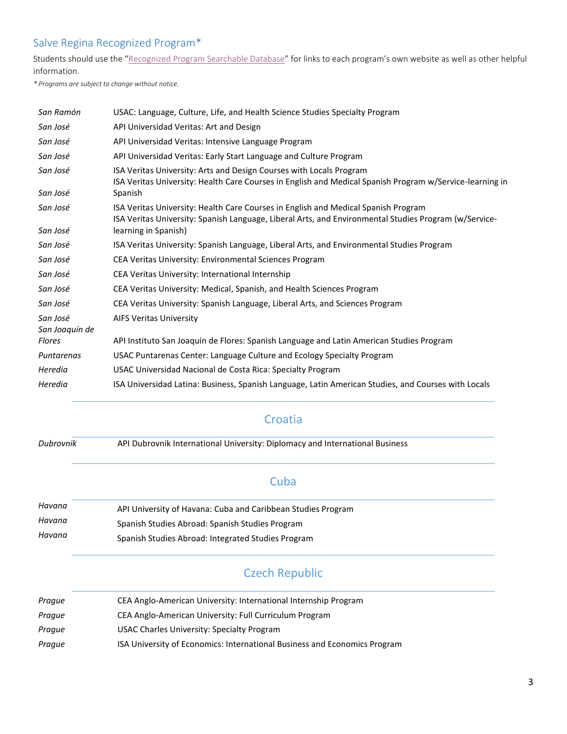## Salve Regina Recognized Program*

Students should use the "[Recognized Program Searchable Database]" for links to each program's own website as well as other helpful information.

*\* Programs are subject to change without notice.*

| | |
|---|---|
| *San Ramón* | USAC: Language, Culture, Life, and Health Science Studies Specialty Program |
| *San José* | API Universidad Veritas: Art and Design |
| *San José* | API Universidad Veritas: Intensive Language Program |
| *San José* | API Universidad Veritas: Early Start Language and Culture Program |
| *San José* | ISA Veritas University: Arts and Design Courses with Locals Program |
| *San José* | ISA Veritas University: Health Care Courses in English and Medical Spanish Program w/Service-learning in Spanish |
| *San José* | ISA Veritas University: Health Care Courses in English and Medical Spanish Program |
| *San José* | ISA Veritas University: Spanish Language, Liberal Arts, and Environmental Studies Program (w/Service-learning in Spanish) |
| *San José* | ISA Veritas University: Spanish Language, Liberal Arts, and Environmental Studies Program |
| *San José* | CEA Veritas University: Environmental Sciences Program |
| *San José* | CEA Veritas University: International Internship |
| *San José* | CEA Veritas University: Medical, Spanish, and Health Sciences Program |
| *San José* | CEA Veritas University: Spanish Language, Liberal Arts, and Sciences Program |
| *San José* | AIFS Veritas University |
| *San Joaquín de Flores* | API Instituto San Joaquín de Flores: Spanish Language and Latin American Studies Program |
| *Puntarenas* | USAC Puntarenas Center: Language Culture and Ecology Specialty Program |
| *Heredia* | USAC Universidad Nacional de Costa Rica: Specialty Program |
| *Heredia* | ISA Universidad Latina: Business, Spanish Language, Latin American Studies, and Courses with Locals |

## Croatia

| | |
|---|---|
| *Dubrovnik* | API Dubrovnik International University: Diplomacy and International Business |

## Cuba

| | |
|---|---|
| *Havana* | API University of Havana: Cuba and Caribbean Studies Program |
| *Havana* | Spanish Studies Abroad: Spanish Studies Program |
| *Havana* | Spanish Studies Abroad: Integrated Studies Program |

## Czech Republic

| | |
|---|---|
| *Prague* | CEA Anglo-American University: International Internship Program |
| *Prague* | CEA Anglo-American University: Full Curriculum Program |
| *Prague* | USAC Charles University: Specialty Program |
| *Prague* | ISA University of Economics: International Business and Economics Program |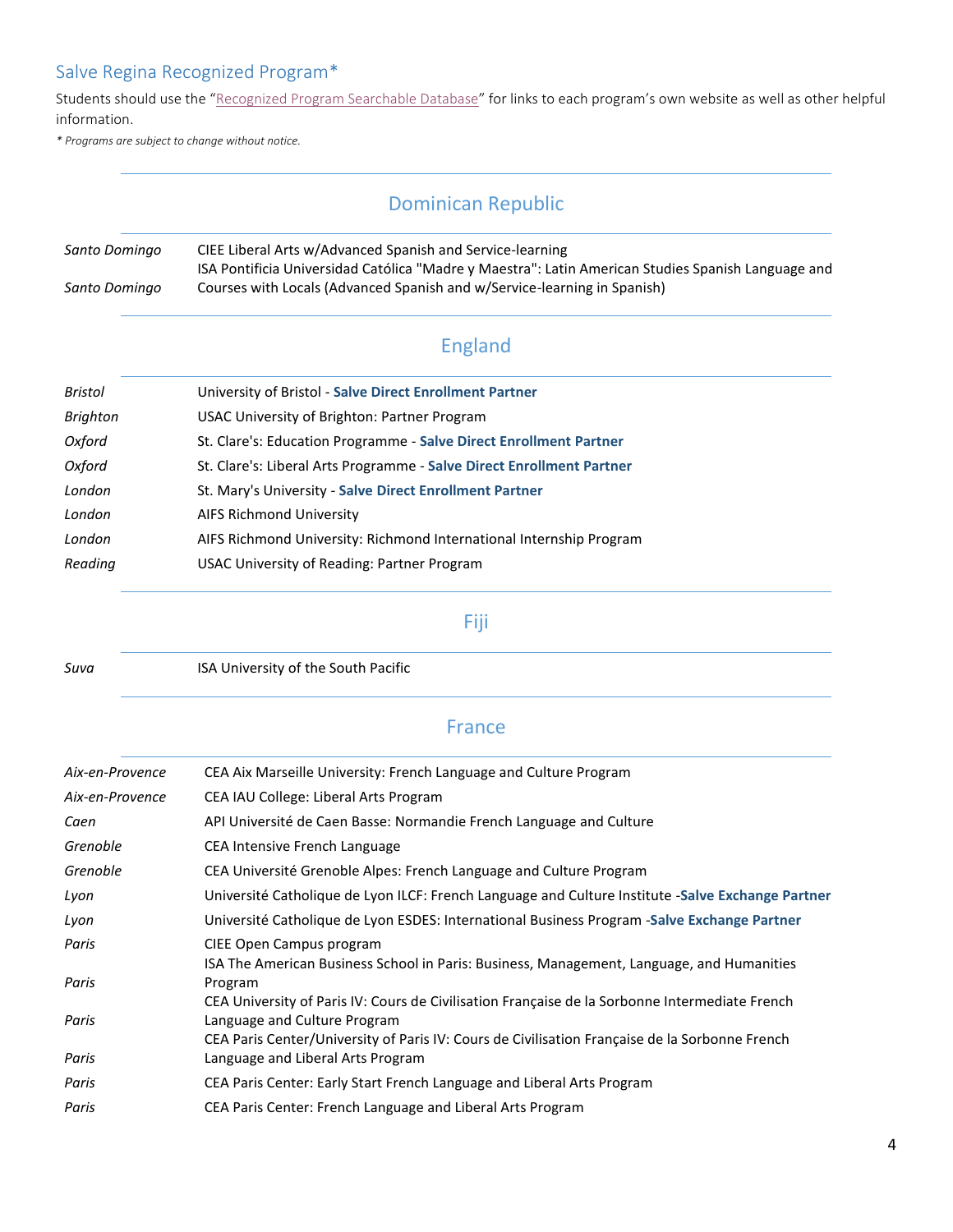## Salve Regina Recognized Program*

Students should use the "Recognized Program Searchable Database" for links to each program's own website as well as other helpful information.

*\* Programs are subject to change without notice.*

### Dominican Republic

| | |
|---|---|
| *Santo Domingo* | CIEE Liberal Arts w/Advanced Spanish and Service-learning |
| *Santo Domingo* | ISA Pontificia Universidad Católica "Madre y Maestra": Latin American Studies Spanish Language and Courses with Locals (Advanced Spanish and w/Service-learning in Spanish) |

### England

| | |
|---|---|
| *Bristol* | University of Bristol - **Salve Direct Enrollment Partner** |
| *Brighton* | USAC University of Brighton: Partner Program |
| *Oxford* | St. Clare's: Education Programme - **Salve Direct Enrollment Partner** |
| *Oxford* | St. Clare's: Liberal Arts Programme - **Salve Direct Enrollment Partner** |
| *London* | St. Mary's University - **Salve Direct Enrollment Partner** |
| *London* | AIFS Richmond University |
| *London* | AIFS Richmond University: Richmond International Internship Program |
| *Reading* | USAC University of Reading: Partner Program |

### Fiji

| | |
|---|---|
| *Suva* | ISA University of the South Pacific |

### France

| | |
|---|---|
| *Aix-en-Provence* | CEA Aix Marseille University: French Language and Culture Program |
| *Aix-en-Provence* | CEA IAU College: Liberal Arts Program |
| *Caen* | API Université de Caen Basse: Normandie French Language and Culture |
| *Grenoble* | CEA Intensive French Language |
| *Grenoble* | CEA Université Grenoble Alpes: French Language and Culture Program |
| *Lyon* | Université Catholique de Lyon ILCF: French Language and Culture Institute -**Salve Exchange Partner** |
| *Lyon* | Université Catholique de Lyon ESDES: International Business Program -**Salve Exchange Partner** |
| *Paris* | CIEE Open Campus program |
| *Paris* | ISA The American Business School in Paris: Business, Management, Language, and Humanities Program |
| *Paris* | CEA University of Paris IV: Cours de Civilisation Française de la Sorbonne Intermediate French Language and Culture Program |
| *Paris* | CEA Paris Center/University of Paris IV: Cours de Civilisation Française de la Sorbonne French Language and Liberal Arts Program |
| *Paris* | CEA Paris Center: Early Start French Language and Liberal Arts Program |
| *Paris* | CEA Paris Center: French Language and Liberal Arts Program |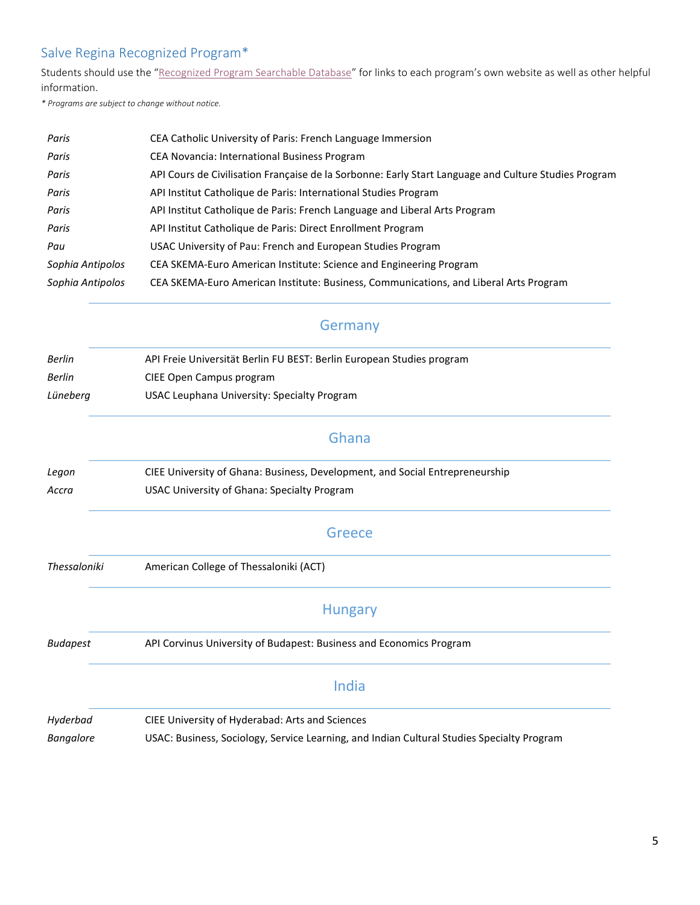## Salve Regina Recognized Program*

Students should use the "Recognized Program Searchable Database" for links to each program's own website as well as other helpful information.

*\* Programs are subject to change without notice.*

| | |
|---|---|
| *Paris* | CEA Catholic University of Paris: French Language Immersion |
| *Paris* | CEA Novancia: International Business Program |
| *Paris* | API Cours de Civilisation Française de la Sorbonne: Early Start Language and Culture Studies Program |
| *Paris* | API Institut Catholique de Paris: International Studies Program |
| *Paris* | API Institut Catholique de Paris: French Language and Liberal Arts Program |
| *Paris* | API Institut Catholique de Paris: Direct Enrollment Program |
| *Pau* | USAC University of Pau: French and European Studies Program |
| *Sophia Antipolos* | CEA SKEMA-Euro American Institute: Science and Engineering Program |
| *Sophia Antipolos* | CEA SKEMA-Euro American Institute: Business, Communications, and Liberal Arts Program |

### Germany

| | |
|---|---|
| *Berlin* | API Freie Universität Berlin FU BEST: Berlin European Studies program |
| *Berlin* | CIEE Open Campus program |
| *Lüneberg* | USAC Leuphana University: Specialty Program |

### Ghana

| | |
|---|---|
| *Legon* | CIEE University of Ghana: Business, Development, and Social Entrepreneurship |
| *Accra* | USAC University of Ghana: Specialty Program |

### Greece

| | |
|---|---|
| *Thessaloniki* | American College of Thessaloniki (ACT) |

### Hungary

| | |
|---|---|
| *Budapest* | API Corvinus University of Budapest: Business and Economics Program |

### India

| | |
|---|---|
| *Hyderbad* | CIEE University of Hyderabad: Arts and Sciences |
| *Bangalore* | USAC: Business, Sociology, Service Learning, and Indian Cultural Studies Specialty Program |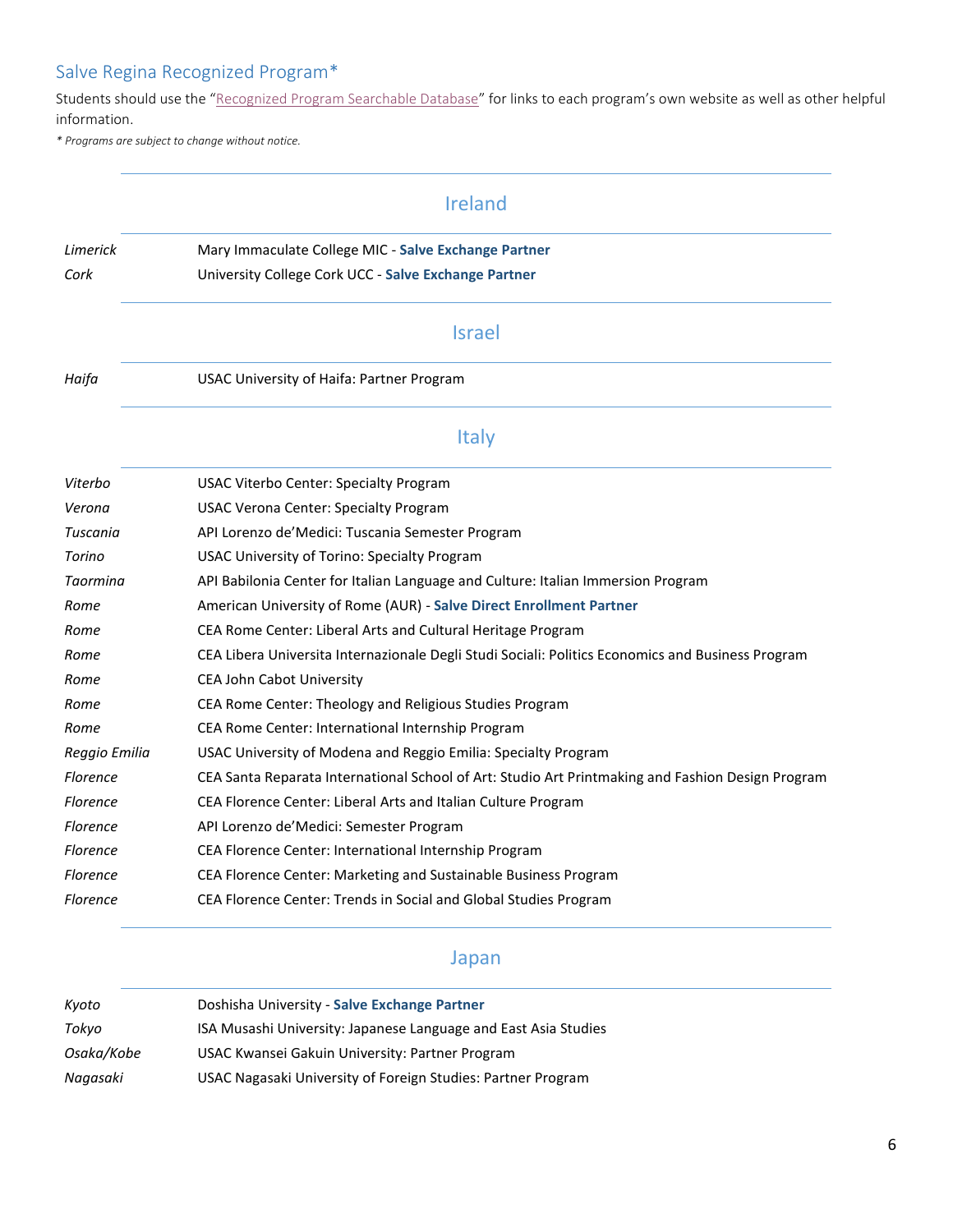## Salve Regina Recognized Program*

Students should use the "Recognized Program Searchable Database" for links to each program's own website as well as other helpful information.

*\* Programs are subject to change without notice.*

### Ireland

| | |
|---|---|
| *Limerick* | Mary Immaculate College MIC - **Salve Exchange Partner** |
| *Cork* | University College Cork UCC - **Salve Exchange Partner** |

### Israel

| | |
|---|---|
| *Haifa* | USAC University of Haifa: Partner Program |

### Italy

| | |
|---|---|
| *Viterbo* | USAC Viterbo Center: Specialty Program |
| *Verona* | USAC Verona Center: Specialty Program |
| *Tuscania* | API Lorenzo de'Medici: Tuscania Semester Program |
| *Torino* | USAC University of Torino: Specialty Program |
| *Taormina* | API Babilonia Center for Italian Language and Culture: Italian Immersion Program |
| *Rome* | American University of Rome (AUR) - **Salve Direct Enrollment Partner** |
| *Rome* | CEA Rome Center: Liberal Arts and Cultural Heritage Program |
| *Rome* | CEA Libera Universita Internazionale Degli Studi Sociali: Politics Economics and Business Program |
| *Rome* | CEA John Cabot University |
| *Rome* | CEA Rome Center: Theology and Religious Studies Program |
| *Rome* | CEA Rome Center: International Internship Program |
| *Reggio Emilia* | USAC University of Modena and Reggio Emilia: Specialty Program |
| *Florence* | CEA Santa Reparata International School of Art: Studio Art Printmaking and Fashion Design Program |
| *Florence* | CEA Florence Center: Liberal Arts and Italian Culture Program |
| *Florence* | API Lorenzo de'Medici: Semester Program |
| *Florence* | CEA Florence Center: International Internship Program |
| *Florence* | CEA Florence Center: Marketing and Sustainable Business Program |
| *Florence* | CEA Florence Center: Trends in Social and Global Studies Program |

### Japan

| | |
|---|---|
| *Kyoto* | Doshisha University - **Salve Exchange Partner** |
| *Tokyo* | ISA Musashi University: Japanese Language and East Asia Studies |
| *Osaka/Kobe* | USAC Kwansei Gakuin University: Partner Program |
| *Nagasaki* | USAC Nagasaki University of Foreign Studies: Partner Program |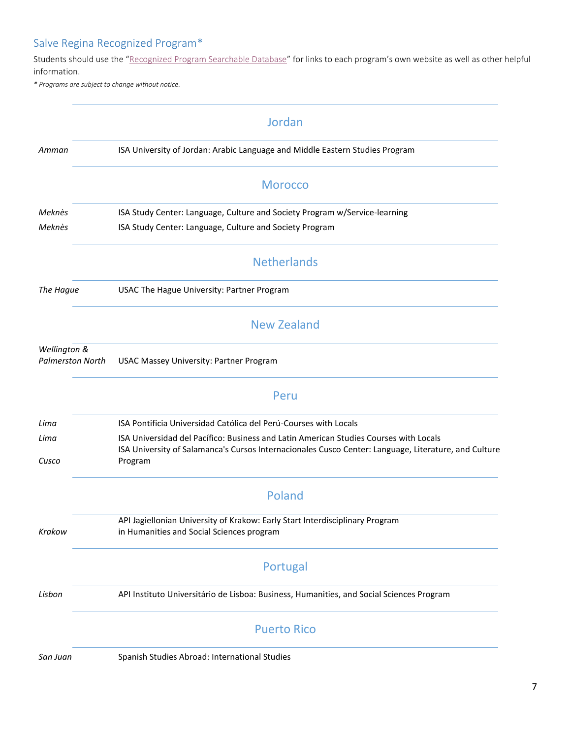## Salve Regina Recognized Program*

Students should use the "Recognized Program Searchable Database" for links to each program's own website as well as other helpful information.

*\* Programs are subject to change without notice.*

### Jordan

| | |
|---|---|
| *Amman* | ISA University of Jordan: Arabic Language and Middle Eastern Studies Program |

### Morocco

| | |
|---|---|
| *Meknès* | ISA Study Center: Language, Culture and Society Program w/Service-learning |
| *Meknès* | ISA Study Center: Language, Culture and Society Program |

### Netherlands

| | |
|---|---|
| *The Hague* | USAC The Hague University: Partner Program |

### New Zealand

| | |
|---|---|
| *Wellington & Palmerston North* | USAC Massey University: Partner Program |

### Peru

| | |
|---|---|
| *Lima* | ISA Pontificia Universidad Católica del Perú-Courses with Locals |
| *Lima* | ISA Universidad del Pacífico: Business and Latin American Studies Courses with Locals |
| *Cusco* | ISA University of Salamanca's Cursos Internacionales Cusco Center: Language, Literature, and Culture Program |

### Poland

| | |
|---|---|
| *Krakow* | API Jagiellonian University of Krakow: Early Start Interdisciplinary Program in Humanities and Social Sciences program |

### Portugal

| | |
|---|---|
| *Lisbon* | API Instituto Universitário de Lisboa: Business, Humanities, and Social Sciences Program |

### Puerto Rico

| | |
|---|---|
| *San Juan* | Spanish Studies Abroad: International Studies |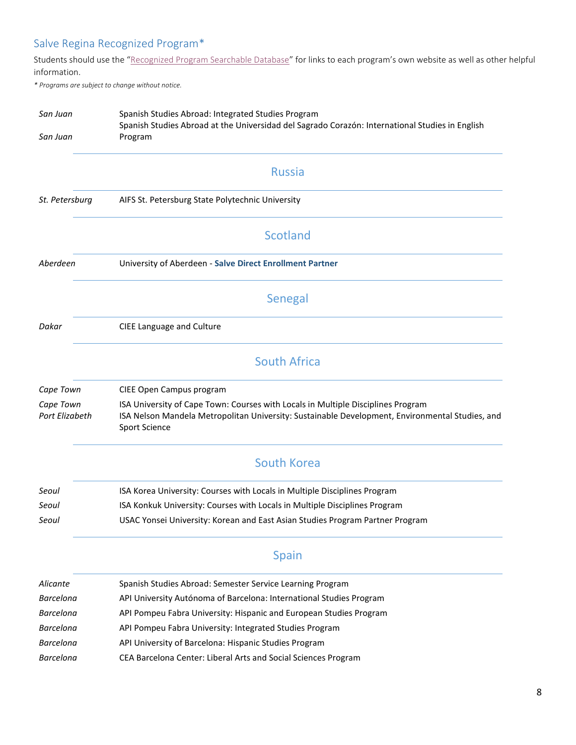## Salve Regina Recognized Program*

Students should use the "Recognized Program Searchable Database" for links to each program's own website as well as other helpful information.

*\* Programs are subject to change without notice.*

| | |
|---|---|
| *San Juan* | Spanish Studies Abroad: Integrated Studies Program |
| *San Juan* | Spanish Studies Abroad at the Universidad del Sagrado Corazón: International Studies in English Program |

### Russia

| | |
|---|---|
| *St. Petersburg* | AIFS St. Petersburg State Polytechnic University |

### Scotland

| | |
|---|---|
| *Aberdeen* | University of Aberdeen - **Salve Direct Enrollment Partner** |

### Senegal

| | |
|---|---|
| *Dakar* | CIEE Language and Culture |

### South Africa

| | |
|---|---|
| *Cape Town* | CIEE Open Campus program |
| *Cape Town* | ISA University of Cape Town: Courses with Locals in Multiple Disciplines Program |
| *Port Elizabeth* | ISA Nelson Mandela Metropolitan University: Sustainable Development, Environmental Studies, and Sport Science |

### South Korea

| | |
|---|---|
| *Seoul* | ISA Korea University: Courses with Locals in Multiple Disciplines Program |
| *Seoul* | ISA Konkuk University: Courses with Locals in Multiple Disciplines Program |
| *Seoul* | USAC Yonsei University: Korean and East Asian Studies Program Partner Program |

### Spain

| | |
|---|---|
| *Alicante* | Spanish Studies Abroad: Semester Service Learning Program |
| *Barcelona* | API University Autónoma of Barcelona: International Studies Program |
| *Barcelona* | API Pompeu Fabra University: Hispanic and European Studies Program |
| *Barcelona* | API Pompeu Fabra University: Integrated Studies Program |
| *Barcelona* | API University of Barcelona: Hispanic Studies Program |
| *Barcelona* | CEA Barcelona Center: Liberal Arts and Social Sciences Program |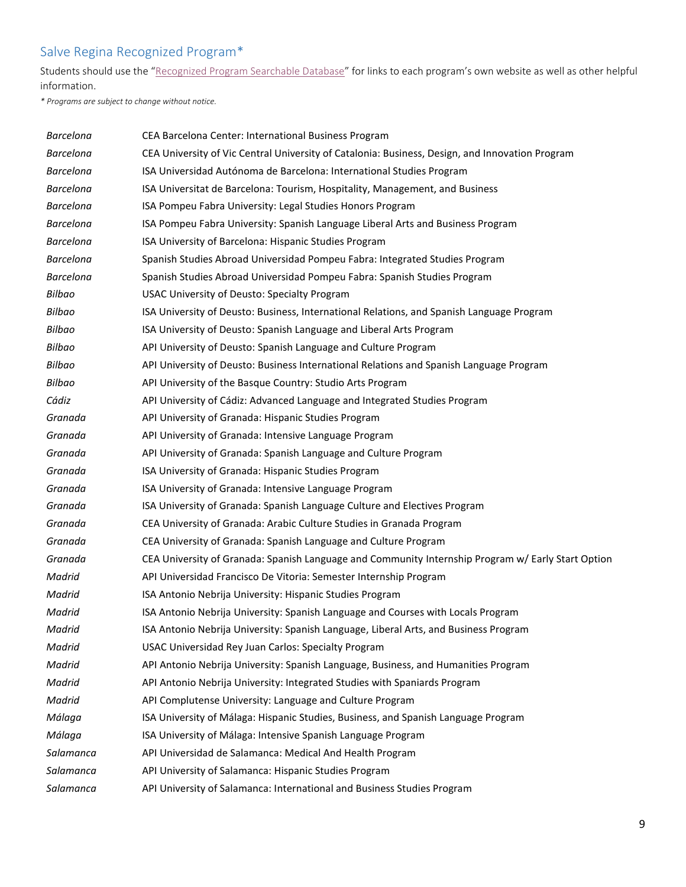## Salve Regina Recognized Program*

Students should use the "Recognized Program Searchable Database" for links to each program's own website as well as other helpful information.

*\* Programs are subject to change without notice.*

| | |
|---|---|
| *Barcelona* | CEA Barcelona Center: International Business Program |
| *Barcelona* | CEA University of Vic Central University of Catalonia: Business, Design, and Innovation Program |
| *Barcelona* | ISA Universidad Autónoma de Barcelona: International Studies Program |
| *Barcelona* | ISA Universitat de Barcelona: Tourism, Hospitality, Management, and Business |
| *Barcelona* | ISA Pompeu Fabra University: Legal Studies Honors Program |
| *Barcelona* | ISA Pompeu Fabra University: Spanish Language Liberal Arts and Business Program |
| *Barcelona* | ISA University of Barcelona: Hispanic Studies Program |
| *Barcelona* | Spanish Studies Abroad Universidad Pompeu Fabra: Integrated Studies Program |
| *Barcelona* | Spanish Studies Abroad Universidad Pompeu Fabra: Spanish Studies Program |
| *Bilbao* | USAC University of Deusto: Specialty Program |
| *Bilbao* | ISA University of Deusto: Business, International Relations, and Spanish Language Program |
| *Bilbao* | ISA University of Deusto: Spanish Language and Liberal Arts Program |
| *Bilbao* | API University of Deusto: Spanish Language and Culture Program |
| *Bilbao* | API University of Deusto: Business International Relations and Spanish Language Program |
| *Bilbao* | API University of the Basque Country: Studio Arts Program |
| *Cádiz* | API University of Cádiz: Advanced Language and Integrated Studies Program |
| *Granada* | API University of Granada: Hispanic Studies Program |
| *Granada* | API University of Granada: Intensive Language Program |
| *Granada* | API University of Granada: Spanish Language and Culture Program |
| *Granada* | ISA University of Granada: Hispanic Studies Program |
| *Granada* | ISA University of Granada: Intensive Language Program |
| *Granada* | ISA University of Granada: Spanish Language Culture and Electives Program |
| *Granada* | CEA University of Granada: Arabic Culture Studies in Granada Program |
| *Granada* | CEA University of Granada: Spanish Language and Culture Program |
| *Granada* | CEA University of Granada: Spanish Language and Community Internship Program w/ Early Start Option |
| *Madrid* | API Universidad Francisco De Vitoria: Semester Internship Program |
| *Madrid* | ISA Antonio Nebrija University: Hispanic Studies Program |
| *Madrid* | ISA Antonio Nebrija University: Spanish Language and Courses with Locals Program |
| *Madrid* | ISA Antonio Nebrija University: Spanish Language, Liberal Arts, and Business Program |
| *Madrid* | USAC Universidad Rey Juan Carlos: Specialty Program |
| *Madrid* | API Antonio Nebrija University: Spanish Language, Business, and Humanities Program |
| *Madrid* | API Antonio Nebrija University: Integrated Studies with Spaniards Program |
| *Madrid* | API Complutense University: Language and Culture Program |
| *Málaga* | ISA University of Málaga: Hispanic Studies, Business, and Spanish Language Program |
| *Málaga* | ISA University of Málaga: Intensive Spanish Language Program |
| *Salamanca* | API Universidad de Salamanca: Medical And Health Program |
| *Salamanca* | API University of Salamanca: Hispanic Studies Program |
| *Salamanca* | API University of Salamanca: International and Business Studies Program |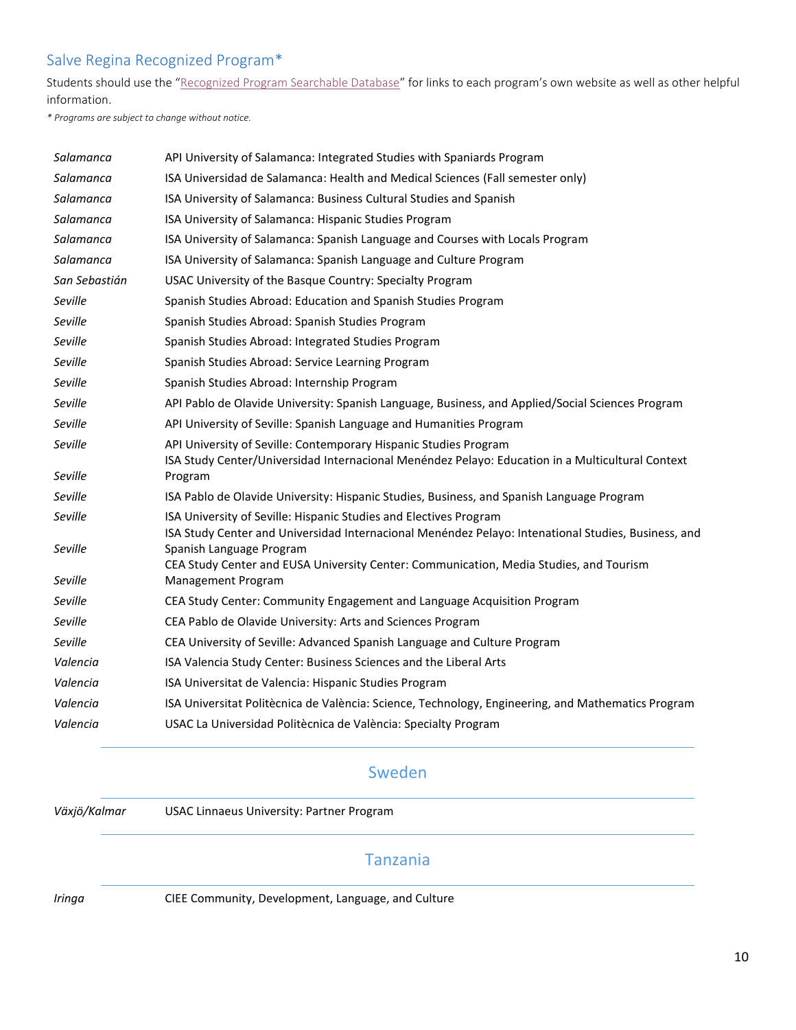## Salve Regina Recognized Program*

Students should use the "Recognized Program Searchable Database" for links to each program's own website as well as other helpful information.

*\* Programs are subject to change without notice.*

| | |
|---|---|
| *Salamanca* | API University of Salamanca: Integrated Studies with Spaniards Program |
| *Salamanca* | ISA Universidad de Salamanca: Health and Medical Sciences (Fall semester only) |
| *Salamanca* | ISA University of Salamanca: Business Cultural Studies and Spanish |
| *Salamanca* | ISA University of Salamanca: Hispanic Studies Program |
| *Salamanca* | ISA University of Salamanca: Spanish Language and Courses with Locals Program |
| *Salamanca* | ISA University of Salamanca: Spanish Language and Culture Program |
| *San Sebastián* | USAC University of the Basque Country: Specialty Program |
| *Seville* | Spanish Studies Abroad: Education and Spanish Studies Program |
| *Seville* | Spanish Studies Abroad: Spanish Studies Program |
| *Seville* | Spanish Studies Abroad: Integrated Studies Program |
| *Seville* | Spanish Studies Abroad: Service Learning Program |
| *Seville* | Spanish Studies Abroad: Internship Program |
| *Seville* | API Pablo de Olavide University: Spanish Language, Business, and Applied/Social Sciences Program |
| *Seville* | API University of Seville: Spanish Language and Humanities Program |
| *Seville* | API University of Seville: Contemporary Hispanic Studies Program |
| *Seville* | ISA Study Center/Universidad Internacional Menéndez Pelayo: Education in a Multicultural Context Program |
| *Seville* | ISA Pablo de Olavide University: Hispanic Studies, Business, and Spanish Language Program |
| *Seville* | ISA University of Seville: Hispanic Studies and Electives Program |
| *Seville* | ISA Study Center and Universidad Internacional Menéndez Pelayo: Intenational Studies, Business, and Spanish Language Program |
| *Seville* | CEA Study Center and EUSA University Center: Communication, Media Studies, and Tourism Management Program |
| *Seville* | CEA Study Center: Community Engagement and Language Acquisition Program |
| *Seville* | CEA Pablo de Olavide University: Arts and Sciences Program |
| *Seville* | CEA University of Seville: Advanced Spanish Language and Culture Program |
| *Valencia* | ISA Valencia Study Center: Business Sciences and the Liberal Arts |
| *Valencia* | ISA Universitat de Valencia: Hispanic Studies Program |
| *Valencia* | ISA Universitat Politècnica de València: Science, Technology, Engineering, and Mathematics Program |
| *Valencia* | USAC La Universidad Politècnica de València: Specialty Program |

### Sweden

| | |
|---|---|
| *Växjö/Kalmar* | USAC Linnaeus University: Partner Program |

### Tanzania

| | |
|---|---|
| *Iringa* | CIEE Community, Development, Language, and Culture |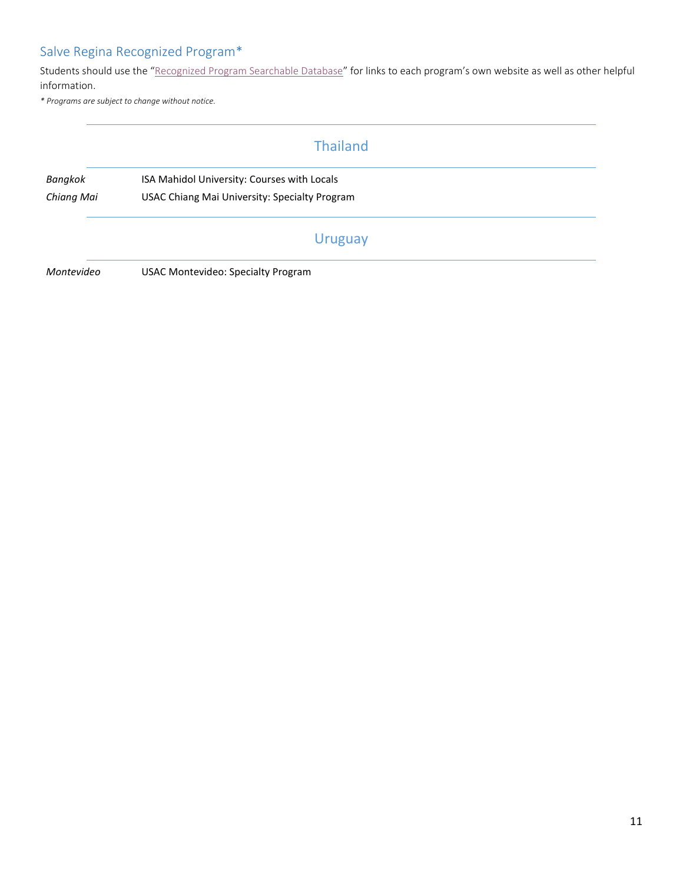## Salve Regina Recognized Program*

Students should use the "Recognized Program Searchable Database" for links to each program's own website as well as other helpful information.

*\* Programs are subject to change without notice.*

### Thailand

| | |
|---|---|
| *Bangkok* | ISA Mahidol University: Courses with Locals |
| *Chiang Mai* | USAC Chiang Mai University: Specialty Program |

### Uruguay

| | |
|---|---|
| *Montevideo* | USAC Montevideo: Specialty Program |